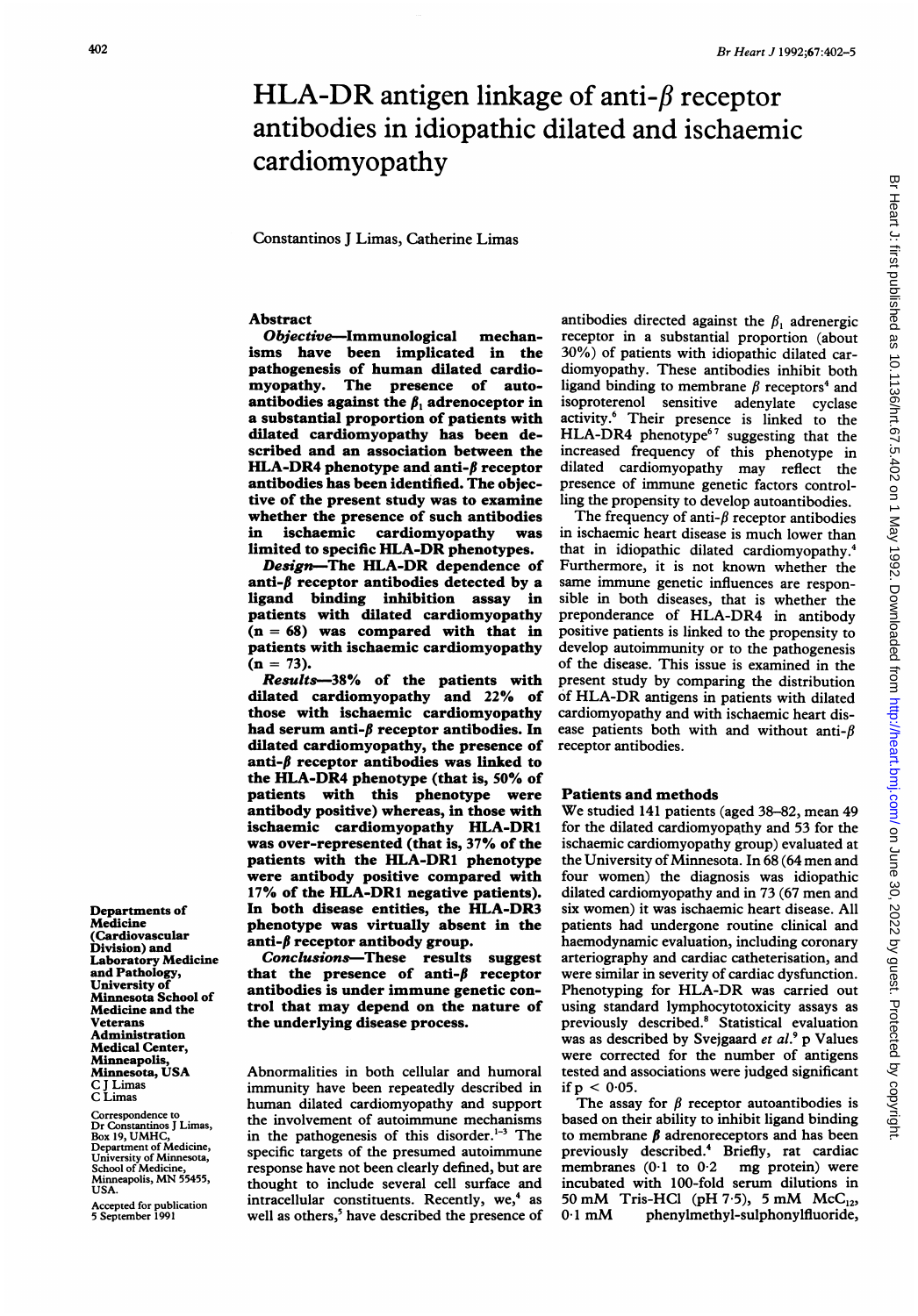# HLA-DR antigen linkage of anti-$\beta$ receptor antibodies in idiopathic dilated and ischaemic cardiomyopathy

Constantinos J Limas, Catherine Limas

Departments of Medicine (Cardiovascular Division) and Laboratory Medicine and Pathology, University of Minnesota School of Medicine and the Veterans Administration Medical Center, Minneapolis, Minnesota, USA
C J Limas
C Limas

Correspondence to Dr Constantinos J Limas, Box 19, UMHC, Department of Medicine, University of Minnesota, School of Medicine, Minneapolis, MN 55455, USA.

Accepted for publication 5 September 1991

## Abstract

**Objective**—Immunological mechanisms have been implicated in the pathogenesis of human dilated cardiomyopathy. The presence of autoantibodies against the $\beta_1$ adrenoceptor in a substantial proportion of patients with dilated cardiomyopathy has been described and an association between the HLA-DR4 phenotype and anti-$\beta$ receptor antibodies has been identified. The objective of the present study was to examine whether the presence of such antibodies in ischaemic cardiomyopathy was limited to specific HLA-DR phenotypes.

**Design**—The HLA-DR dependence of anti-$\beta$ receptor antibodies detected by a ligand binding inhibition assay in patients with dilated cardiomyopathy (n = 68) was compared with that in patients with ischaemic cardiomyopathy (n = 73).

**Results**—38% of the patients with dilated cardiomyopathy and 22% of those with ischaemic cardiomyopathy had serum anti-$\beta$ receptor antibodies. In dilated cardiomyopathy, the presence of anti-$\beta$ receptor antibodies was linked to the HLA-DR4 phenotype (that is, 50% of patients with this phenotype were antibody positive) whereas, in those with ischaemic cardiomyopathy HLA-DR1 was over-represented (that is, 37% of the patients with the HLA-DR1 phenotype were antibody positive compared with 17% of the HLA-DR1 negative patients). In both disease entities, the HLA-DR3 phenotype was virtually absent in the anti-$\beta$ receptor antibody group.

**Conclusions**—These results suggest that the presence of anti-$\beta$ receptor antibodies is under immune genetic control that may depend on the nature of the underlying disease process.

Abnormalities in both cellular and humoral immunity have been repeatedly described in human dilated cardiomyopathy and support the involvement of autoimmune mechanisms in the pathogenesis of this disorder.[1-3] The specific targets of the presumed autoimmune response have not been clearly defined, but are thought to include several cell surface and intracellular constituents. Recently, we,[4] as well as others,[5] have described the presence of antibodies directed against the $\beta_1$ adrenergic receptor in a substantial proportion (about 30%) of patients with idiopathic dilated cardiomyopathy. These antibodies inhibit both ligand binding to membrane $\beta$ receptors[4] and isoproterenol sensitive adenylate cyclase activity.[6] Their presence is linked to the HLA-DR4 phenotype[6,7] suggesting that the increased frequency of this phenotype in dilated cardiomyopathy may reflect the presence of immune genetic factors controlling the propensity to develop autoantibodies.

The frequency of anti-$\beta$ receptor antibodies in ischaemic heart disease is much lower than that in idiopathic dilated cardiomyopathy.[4] Furthermore, it is not known whether the same immune genetic influences are responsible in both diseases, that is whether the preponderance of HLA-DR4 in antibody positive patients is linked to the propensity to develop autoimmunity or to the pathogenesis of the disease. This issue is examined in the present study by comparing the distribution of HLA-DR antigens in patients with dilated cardiomyopathy and with ischaemic heart disease patients both with and without anti-$\beta$ receptor antibodies.

## Patients and methods

We studied 141 patients (aged 38–82, mean 49 for the dilated cardiomyopathy and 53 for the ischaemic cardiomyopathy group) evaluated at the University of Minnesota. In 68 (64 men and four women) the diagnosis was idiopathic dilated cardiomyopathy and in 73 (67 men and six women) it was ischaemic heart disease. All patients had undergone routine clinical and haemodynamic evaluation, including coronary arteriography and cardiac catheterisation, and were similar in severity of cardiac dysfunction. Phenotyping for HLA-DR was carried out using standard lymphocytotoxicity assays as previously described.[8] Statistical evaluation was as described by Svejgaard *et al*.[9] p Values were corrected for the number of antigens tested and associations were judged significant if $p < 0.05$.

The assay for $\beta$ receptor autoantibodies is based on their ability to inhibit ligand binding to membrane $\beta$ adrenoreceptors and has been previously described.[4] Briefly, rat cardiac membranes (0·1 to 0·2 mg protein) were incubated with 100-fold serum dilutions in 50 mM Tris-HCl (pH 7·5), 5 mM $McC_{12}$, 0·1 mM phenylmethyl-sulphonylfluoride,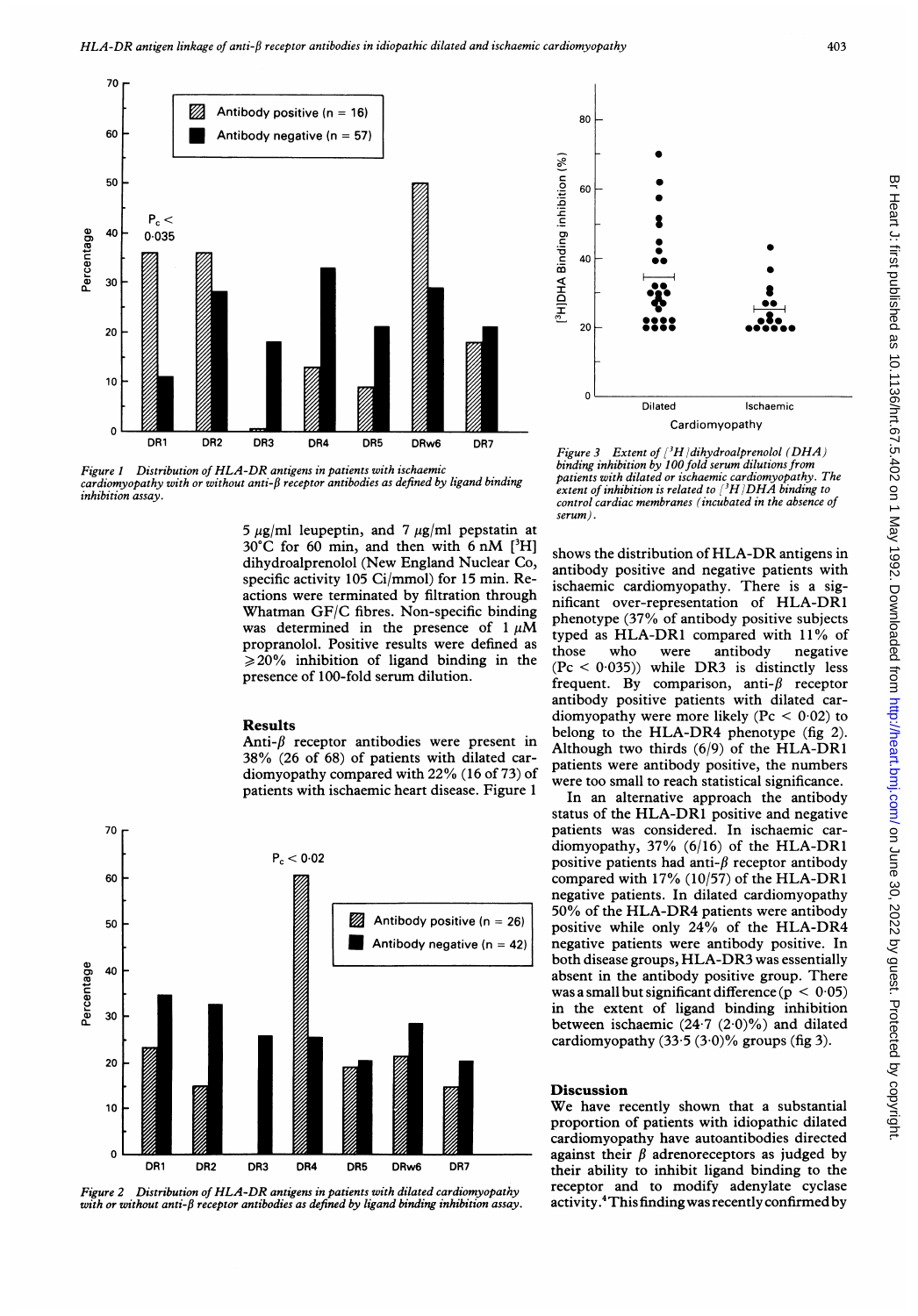Figure 1 Distribution of HLA-DR antigens in patients with ischaemic cardiomyopathy with or without anti-β receptor antibodies as defined by ligand binding inhibition assay.

5 μg/ml leupeptin, and 7 μg/ml pepstatin at 30°C for 60 min, and then with 6 nM [$^3$H] dihydroalprenolol (New England Nuclear Co, specific activity 105 Ci/mmol) for 15 min. Reactions were terminated by filtration through Whatman GF/C fibres. Non-specific binding was determined in the presence of 1 μM propranolol. Positive results were defined as ≥20% inhibition of ligand binding in the presence of 100-fold serum dilution.

## Results

Anti-β receptor antibodies were present in 38% (26 of 68) of patients with dilated cardiomyopathy compared with 22% (16 of 73) of patients with ischaemic heart disease. Figure 1 shows the distribution of HLA-DR antigens in antibody positive and negative patients with ischaemic cardiomyopathy. There is a significant over-representation of HLA-DR1 phenotype (37% of antibody positive subjects typed as HLA-DR1 compared with 11% of those who were antibody negative ($P_c < 0.035$)) while DR3 is distinctly less frequent. By comparison, anti-β receptor antibody positive patients with dilated cardiomyopathy were more likely ($P_c < 0.02$) to belong to the HLA-DR4 phenotype (fig 2). Although two thirds (6/9) of the HLA-DR1 patients were antibody positive, the numbers were too small to reach statistical significance.

In an alternative approach the antibody status of the HLA-DR1 positive and negative patients was considered. In ischaemic cardiomyopathy, 37% (6/16) of the HLA-DR1 positive patients had anti-β receptor antibody compared with 17% (10/57) of the HLA-DR1 negative patients. In dilated cardiomyopathy 50% of the HLA-DR4 patients were antibody positive while only 24% of the HLA-DR4 negative patients were antibody positive. In both disease groups, HLA-DR3 was essentially absent in the antibody positive group. There was a small but significant difference ($p < 0.05$) in the extent of ligand binding inhibition between ischaemic (24·7 (2·0)%) and dilated cardiomyopathy (33·5 (3·0)% groups (fig 3).

Figure 2 Distribution of HLA-DR antigens in patients with dilated cardiomyopathy with or without anti-β receptor antibodies as defined by ligand binding inhibition assay.

Figure 3 Extent of [$^3$H]dihydroalprenolol (DHA) binding inhibition by 100 fold serum dilutions from patients with dilated or ischaemic cardiomyopathy. The extent of inhibition is related to [$^3$H]DHA binding to control cardiac membranes (incubated in the absence of serum).

## Discussion

We have recently shown that a substantial proportion of patients with idiopathic dilated cardiomyopathy have autoantibodies directed against their β adrenoreceptors as judged by their ability to inhibit ligand binding to the receptor and to modify adenylate cyclase activity.[4] This finding was recently confirmed by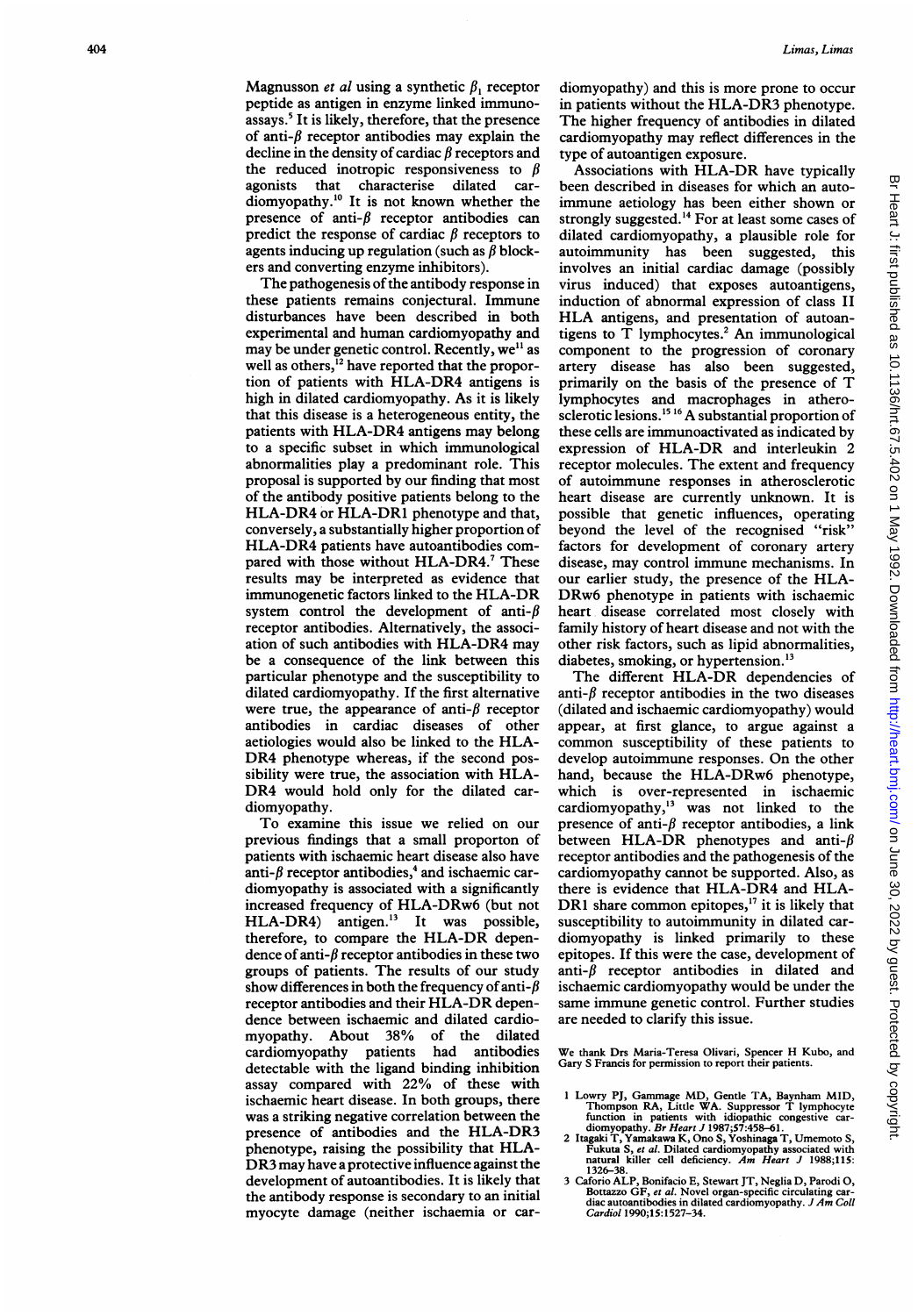Magnusson *et al* using a synthetic $\beta_1$ receptor peptide as antigen in enzyme linked immunoassays.[5] It is likely, therefore, that the presence of anti-$\beta$ receptor antibodies may explain the decline in the density of cardiac $\beta$ receptors and the reduced inotropic responsiveness to $\beta$ agonists that characterise dilated cardiomyopathy.[10] It is not known whether the presence of anti-$\beta$ receptor antibodies can predict the response of cardiac $\beta$ receptors to agents inducing up regulation (such as $\beta$ blockers and converting enzyme inhibitors).

The pathogenesis of the antibody response in these patients remains conjectural. Immune disturbances have been described in both experimental and human cardiomyopathy and may be under genetic control. Recently, we[11] as well as others,[12] have reported that the proportion of patients with HLA-DR4 antigens is high in dilated cardiomyopathy. As it is likely that this disease is a heterogeneous entity, the patients with HLA-DR4 antigens may belong to a specific subset in which immunological abnormalities play a predominant role. This proposal is supported by our finding that most of the antibody positive patients belong to the HLA-DR4 or HLA-DR1 phenotype and that, conversely, a substantially higher proportion of HLA-DR4 patients have autoantibodies compared with those without HLA-DR4.[7] These results may be interpreted as evidence that immunogenetic factors linked to the HLA-DR system control the development of anti-$\beta$ receptor antibodies. Alternatively, the association of such antibodies with HLA-DR4 may be a consequence of the link between this particular phenotype and the susceptibility to dilated cardiomyopathy. If the first alternative were true, the appearance of anti-$\beta$ receptor antibodies in cardiac diseases of other aetiologies would also be linked to the HLA-DR4 phenotype whereas, if the second possibility were true, the association with HLA-DR4 would hold only for the dilated cardiomyopathy.

To examine this issue we relied on our previous findings that a small proporton of patients with ischaemic heart disease also have anti-$\beta$ receptor antibodies,[4] and ischaemic cardiomyopathy is associated with a significantly increased frequency of HLA-DRw6 (but not HLA-DR4) antigen.[13] It was possible, therefore, to compare the HLA-DR dependence of anti-$\beta$ receptor antibodies in these two groups of patients. The results of our study show differences in both the frequency of anti-$\beta$ receptor antibodies and their HLA-DR dependence between ischaemic and dilated cardiomyopathy. About 38% of the dilated cardiomyopathy patients had antibodies detectable with the ligand binding inhibition assay compared with 22% of these with ischaemic heart disease. In both groups, there was a striking negative correlation between the presence of antibodies and the HLA-DR3 phenotype, raising the possibility that HLA-DR3 may have a protective influence against the development of autoantibodies. It is likely that the antibody response is secondary to an initial myocyte damage (neither ischaemia or cardiomyopathy) and this is more prone to occur in patients without the HLA-DR3 phenotype. The higher frequency of antibodies in dilated cardiomyopathy may reflect differences in the type of autoantigen exposure.

Associations with HLA-DR have typically been described in diseases for which an autoimmune aetiology has been either shown or strongly suggested.[14] For at least some cases of dilated cardiomyopathy, a plausible role for autoimmunity has been suggested, this involves an initial cardiac damage (possibly virus induced) that exposes autoantigens, induction of abnormal expression of class II HLA antigens, and presentation of autoantigens to T lymphocytes.[2] An immunological component to the progression of coronary artery disease has also been suggested, primarily on the basis of the presence of T lymphocytes and macrophages in atherosclerotic lesions.[15 16] A substantial proportion of these cells are immunoactivated as indicated by expression of HLA-DR and interleukin 2 receptor molecules. The extent and frequency of autoimmune responses in atherosclerotic heart disease are currently unknown. It is possible that genetic influences, operating beyond the level of the recognised "risk" factors for development of coronary artery disease, may control immune mechanisms. In our earlier study, the presence of the HLA-DRw6 phenotype in patients with ischaemic heart disease correlated most closely with family history of heart disease and not with the other risk factors, such as lipid abnormalities, diabetes, smoking, or hypertension.[13]

The different HLA-DR dependencies of anti-$\beta$ receptor antibodies in the two diseases (dilated and ischaemic cardiomyopathy) would appear, at first glance, to argue against a common susceptibility of these patients to develop autoimmune responses. On the other hand, because the HLA-DRw6 phenotype, which is over-represented in ischaemic cardiomyopathy,[13] was not linked to the presence of anti-$\beta$ receptor antibodies, a link between HLA-DR phenotypes and anti-$\beta$ receptor antibodies and the pathogenesis of the cardiomyopathy cannot be supported. Also, as there is evidence that HLA-DR4 and HLA-DR1 share common epitopes,[17] it is likely that susceptibility to autoimmunity in dilated cardiomyopathy is linked primarily to these epitopes. If this were the case, development of anti-$\beta$ receptor antibodies in dilated and ischaemic cardiomyopathy would be under the same immune genetic control. Further studies are needed to clarify this issue.

We thank Drs Maria-Teresa Olivari, Spencer H Kubo, and Gary S Francis for permission to report their patients.

1. Lowry PJ, Gammage MD, Gentle TA, Baynham MID, Thompson RA, Little WA. Suppressor T lymphocyte function in patients with idiopathic congestive cardiomyopathy. *Br Heart J* 1987;57:458–61.
2. Itagaki T, Yamakawa K, Ono S, Yoshinaga T, Umemoto S, Fukuta S, *et al*. Dilated cardiomyopathy associated with natural killer cell deficiency. *Am Heart J* 1988;115:1326–38.
3. Caforio ALP, Bonifacio E, Stewart JT, Neglia D, Parodi O, Bottazzo GF, *et al*. Novel organ-specific circulating cardiac autoantibodies in dilated cardiomyopathy. *J Am Coll Cardiol* 1990;15:1527–34.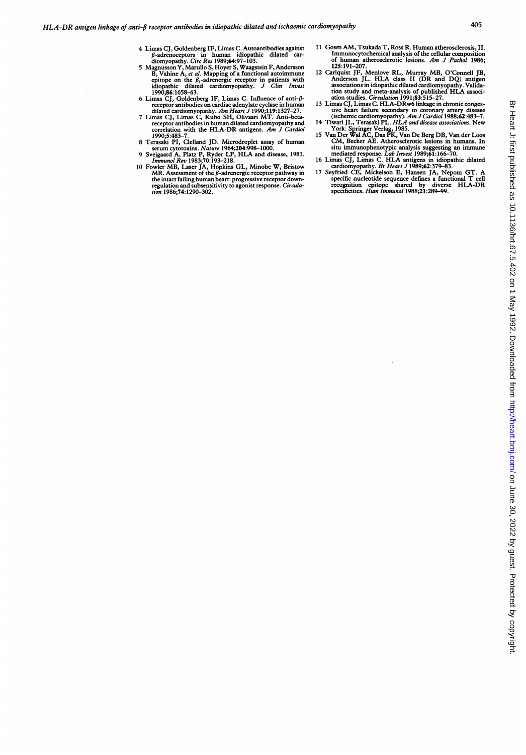4 Limas CJ, Goldenberg IF, Limas C. Autoantibodies against β-adrenoceptors in human idiopathic dilated cardiomyopathy. *Circ Res* 1989;**64**:97–103.

5 Magnusson Y, Marullo S, Hoyer S, Waagstein F, Andersson B, Vahine A, *et al.* Mapping of a functional autoimmune epitope on the $\beta_1$-adrenergic receptor in patients with idiopathic dilated cardiomyopathy. *J Clin Invest* 1990;**86**:1658–63.

6 Limas CJ, Goldenberg IF, Limas C. Influence of anti-β-receptor antibodies on cardiac adenylate cyclase in human dilated cardiomyopathy. *Am Heart J* 1990;**119**:1327–27.

7 Limas CJ, Limas C, Kubo SH, Olivaari MT. Anti-beta-receptor antibodies in human dilated cardiomyopathy and correlation with the HLA-DR antigens. *Am J Cardiol* 1990;**5**:483–7.

8 Terasaki PI, Clelland JD. Microdroplet assay of human serum cytotoxins. *Nature* 1964;**204**:998–1000.

9 Svejgaard A, Platz P, Ryder LP, HLA and disease, 1981. *Immunol Rev* 1983;**70**:193–218.

10 Fowler MB, Laser JA, Hopkins GL, Minobe W, Bristow MR. Assessment of the β-adrenergic receptor pathway in the intact failing human heart: progressive receptor down-regulation and subsensitivity to agonist response. *Circulation* 1986;**74**:1290–302.

11 Gown AM, Tsukada T, Ross R. Human atherosclerosis, II. Immunocytochemical analysis of the cellular composition of human atherosclerotic lesions. *Am J Pathol* 1986; **125**:191–207.

12 Carlquist JF, Menlove RL, Murray MB, O'Connell JB, Anderson JL. HLA class II (DR and DQ) antigen associations in idiopathic dilated cardiomyopathy. Validation study and meta-analysis of published HLA association studies. *Circulation* 1991;**83**:515–27.

13 Limas CJ, Limas C. HLA-DRw6 linkage in chronic congestive heart failure secondary to coronary artery disease (ischemic cardiomyopathy). *Am J Cardiol* 1988;**62**:483–7.

14 Tiwari JL, Terasaki PL. *HLA and disease associations.* New York: Springer Verlag, 1985.

15 Van Der Wal AC, Das PK, Van De Berg DB, Van der Loos CM, Becker AE. Atherosclerotic lesions in humans. In situ immunophenotypic analysis suggesting an immune mediated response. *Lab Invest* 1989;**61**:166–70.

16 Limas CJ, Limas C. HLA antigens in idiopathic dilated cardiomyopathy. *Br Heart J* 1989;**62**:379–83.

17 Seyfried CE, Mickelson E, Hansen JA, Nepom GT. A specific nucleotide sequence defines a functional T cell recognition epitope shared by diverse HLA-DR specificities. *Hum Immunol* 1988;**21**:289–99.